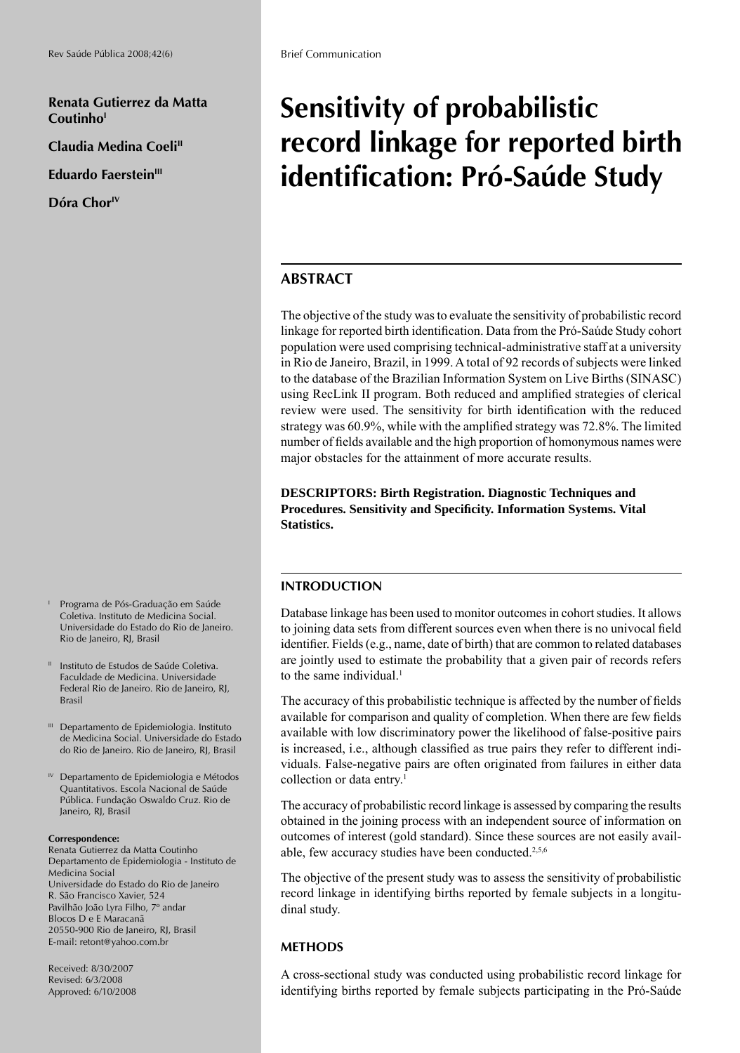Brief Communication

**Renata Gutierrez da Matta Coutinho**[I]

**Claudia Medina Coeli**[II]

**Eduardo Faerstein**[III]

**Dóra Chor**[IV]

# Sensitivity of probabilistic record linkage for reported birth identification: Pró-Saúde Study

## ABSTRACT

The objective of the study was to evaluate the sensitivity of probabilistic record linkage for reported birth identification. Data from the Pró-Saúde Study cohort population were used comprising technical-administrative staff at a university in Rio de Janeiro, Brazil, in 1999. A total of 92 records of subjects were linked to the database of the Brazilian Information System on Live Births (SINASC) using RecLink II program. Both reduced and amplified strategies of clerical review were used. The sensitivity for birth identification with the reduced strategy was 60.9%, while with the amplified strategy was 72.8%. The limited number of fields available and the high proportion of homonymous names were major obstacles for the attainment of more accurate results.

**DESCRIPTORS: Birth Registration. Diagnostic Techniques and Procedures. Sensitivity and Specificity. Information Systems. Vital Statistics.**

## INTRODUCTION

Database linkage has been used to monitor outcomes in cohort studies. It allows to joining data sets from different sources even when there is no univocal field identifier. Fields (e.g., name, date of birth) that are common to related databases are jointly used to estimate the probability that a given pair of records refers to the same individual.[1]

The accuracy of this probabilistic technique is affected by the number of fields available for comparison and quality of completion. When there are few fields available with low discriminatory power the likelihood of false-positive pairs is increased, i.e., although classified as true pairs they refer to different individuals. False-negative pairs are often originated from failures in either data collection or data entry.[1]

The accuracy of probabilistic record linkage is assessed by comparing the results obtained in the joining process with an independent source of information on outcomes of interest (gold standard). Since these sources are not easily available, few accuracy studies have been conducted.[2,5,6]

The objective of the present study was to assess the sensitivity of probabilistic record linkage in identifying births reported by female subjects in a longitudinal study.

## METHODS

A cross-sectional study was conducted using probabilistic record linkage for identifying births reported by female subjects participating in the Pró-Saúde

[I] Programa de Pós-Graduação em Saúde Coletiva. Instituto de Medicina Social. Universidade do Estado do Rio de Janeiro. Rio de Janeiro, RJ, Brasil

[II] Instituto de Estudos de Saúde Coletiva. Faculdade de Medicina. Universidade Federal Rio de Janeiro. Rio de Janeiro, RJ, Brasil

[III] Departamento de Epidemiologia. Instituto de Medicina Social. Universidade do Estado do Rio de Janeiro. Rio de Janeiro, RJ, Brasil

[IV] Departamento de Epidemiologia e Métodos Quantitativos. Escola Nacional de Saúde Pública. Fundação Oswaldo Cruz. Rio de Janeiro, RJ, Brasil

**Correspondence:**
Renata Gutierrez da Matta Coutinho
Departamento de Epidemiologia - Instituto de Medicina Social
Universidade do Estado do Rio de Janeiro
R. São Francisco Xavier, 524
Pavilhão João Lyra Filho, 7º andar
Blocos D e E Maracanã
20550-900 Rio de Janeiro, RJ, Brasil
E-mail: retont@yahoo.com.br

Received: 8/30/2007
Revised: 6/3/2008
Approved: 6/10/2008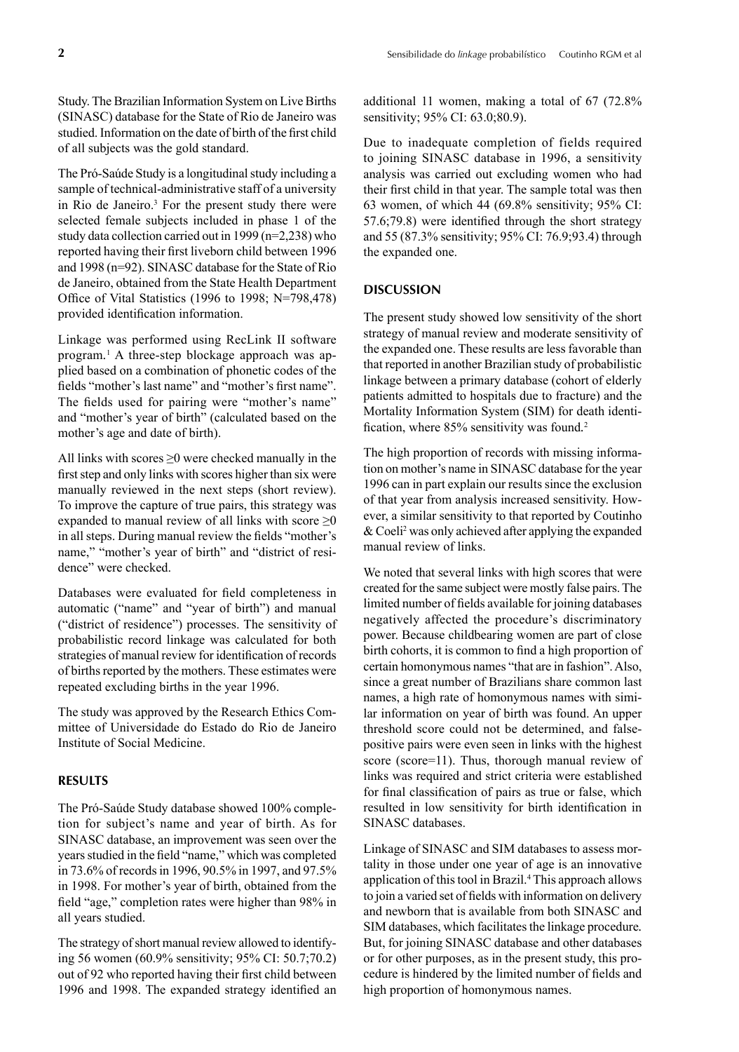Study. The Brazilian Information System on Live Births (SINASC) database for the State of Rio de Janeiro was studied. Information on the date of birth of the first child of all subjects was the gold standard.

The Pró-Saúde Study is a longitudinal study including a sample of technical-administrative staff of a university in Rio de Janeiro.[3] For the present study there were selected female subjects included in phase 1 of the study data collection carried out in 1999 (n=2,238) who reported having their first liveborn child between 1996 and 1998 (n=92). SINASC database for the State of Rio de Janeiro, obtained from the State Health Department Office of Vital Statistics (1996 to 1998; N=798,478) provided identification information.

Linkage was performed using RecLink II software program.[1] A three-step blockage approach was applied based on a combination of phonetic codes of the fields "mother's last name" and "mother's first name". The fields used for pairing were "mother's name" and "mother's year of birth" (calculated based on the mother's age and date of birth).

All links with scores ≥0 were checked manually in the first step and only links with scores higher than six were manually reviewed in the next steps (short review). To improve the capture of true pairs, this strategy was expanded to manual review of all links with score ≥0 in all steps. During manual review the fields "mother's name," "mother's year of birth" and "district of residence" were checked.

Databases were evaluated for field completeness in automatic ("name" and "year of birth") and manual ("district of residence") processes. The sensitivity of probabilistic record linkage was calculated for both strategies of manual review for identification of records of births reported by the mothers. These estimates were repeated excluding births in the year 1996.

The study was approved by the Research Ethics Committee of Universidade do Estado do Rio de Janeiro Institute of Social Medicine.

## RESULTS

The Pró-Saúde Study database showed 100% completion for subject's name and year of birth. As for SINASC database, an improvement was seen over the years studied in the field "name," which was completed in 73.6% of records in 1996, 90.5% in 1997, and 97.5% in 1998. For mother's year of birth, obtained from the field "age," completion rates were higher than 98% in all years studied.

The strategy of short manual review allowed to identifying 56 women (60.9% sensitivity; 95% CI: 50.7;70.2) out of 92 who reported having their first child between 1996 and 1998. The expanded strategy identified an additional 11 women, making a total of 67 (72.8% sensitivity; 95% CI: 63.0;80.9).

Due to inadequate completion of fields required to joining SINASC database in 1996, a sensitivity analysis was carried out excluding women who had their first child in that year. The sample total was then 63 women, of which 44 (69.8% sensitivity; 95% CI: 57.6;79.8) were identified through the short strategy and 55 (87.3% sensitivity; 95% CI: 76.9;93.4) through the expanded one.

## DISCUSSION

The present study showed low sensitivity of the short strategy of manual review and moderate sensitivity of the expanded one. These results are less favorable than that reported in another Brazilian study of probabilistic linkage between a primary database (cohort of elderly patients admitted to hospitals due to fracture) and the Mortality Information System (SIM) for death identification, where 85% sensitivity was found.[2]

The high proportion of records with missing information on mother's name in SINASC database for the year 1996 can in part explain our results since the exclusion of that year from analysis increased sensitivity. However, a similar sensitivity to that reported by Coutinho & Coeli[2] was only achieved after applying the expanded manual review of links.

We noted that several links with high scores that were created for the same subject were mostly false pairs. The limited number of fields available for joining databases negatively affected the procedure's discriminatory power. Because childbearing women are part of close birth cohorts, it is common to find a high proportion of certain homonymous names "that are in fashion". Also, since a great number of Brazilians share common last names, a high rate of homonymous names with similar information on year of birth was found. An upper threshold score could not be determined, and false-positive pairs were even seen in links with the highest score (score=11). Thus, thorough manual review of links was required and strict criteria were established for final classification of pairs as true or false, which resulted in low sensitivity for birth identification in SINASC databases.

Linkage of SINASC and SIM databases to assess mortality in those under one year of age is an innovative application of this tool in Brazil.[4] This approach allows to join a varied set of fields with information on delivery and newborn that is available from both SINASC and SIM databases, which facilitates the linkage procedure. But, for joining SINASC database and other databases or for other purposes, as in the present study, this procedure is hindered by the limited number of fields and high proportion of homonymous names.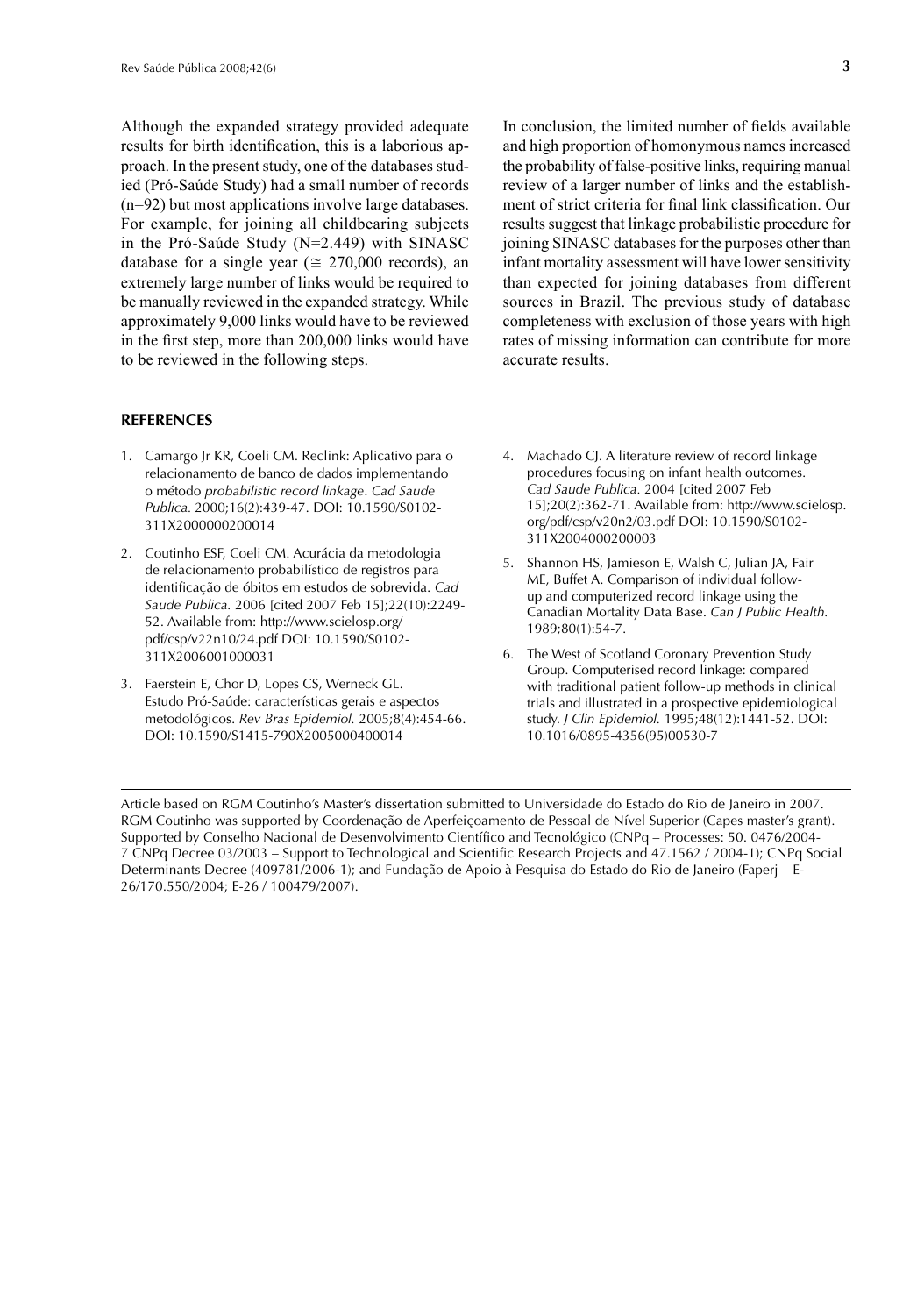Although the expanded strategy provided adequate results for birth identification, this is a laborious approach. In the present study, one of the databases studied (Pró-Saúde Study) had a small number of records (n=92) but most applications involve large databases. For example, for joining all childbearing subjects in the Pró-Saúde Study (N=2.449) with SINASC database for a single year ($\cong$ 270,000 records), an extremely large number of links would be required to be manually reviewed in the expanded strategy. While approximately 9,000 links would have to be reviewed in the first step, more than 200,000 links would have to be reviewed in the following steps.

In conclusion, the limited number of fields available and high proportion of homonymous names increased the probability of false-positive links, requiring manual review of a larger number of links and the establishment of strict criteria for final link classification. Our results suggest that linkage probabilistic procedure for joining SINASC databases for the purposes other than infant mortality assessment will have lower sensitivity than expected for joining databases from different sources in Brazil. The previous study of database completeness with exclusion of those years with high rates of missing information can contribute for more accurate results.

## REFERENCES

1. Camargo Jr KR, Coeli CM. Reclink: Aplicativo para o relacionamento de banco de dados implementando o método *probabilistic record linkage*. *Cad Saude Publica.* 2000;16(2):439-47. DOI: 10.1590/S0102-311X2000000200014
2. Coutinho ESF, Coeli CM. Acurácia da metodologia de relacionamento probabilístico de registros para identificação de óbitos em estudos de sobrevida. *Cad Saude Publica.* 2006 [cited 2007 Feb 15];22(10):2249-52. Available from: http://www.scielosp.org/pdf/csp/v22n10/24.pdf DOI: 10.1590/S0102-311X2006001000031
3. Faerstein E, Chor D, Lopes CS, Werneck GL. Estudo Pró-Saúde: características gerais e aspectos metodológicos. *Rev Bras Epidemiol.* 2005;8(4):454-66. DOI: 10.1590/S1415-790X2005000400014
4. Machado CJ. A literature review of record linkage procedures focusing on infant health outcomes. *Cad Saude Publica.* 2004 [cited 2007 Feb 15];20(2):362-71. Available from: http://www.scielosp.org/pdf/csp/v20n2/03.pdf DOI: 10.1590/S0102-311X2004000200003
5. Shannon HS, Jamieson E, Walsh C, Julian JA, Fair ME, Buffet A. Comparison of individual follow-up and computerized record linkage using the Canadian Mortality Data Base. *Can J Public Health.* 1989;80(1):54-7.
6. The West of Scotland Coronary Prevention Study Group. Computerised record linkage: compared with traditional patient follow-up methods in clinical trials and illustrated in a prospective epidemiological study. *J Clin Epidemiol.* 1995;48(12):1441-52. DOI: 10.1016/0895-4356(95)00530-7

Article based on RGM Coutinho's Master's dissertation submitted to Universidade do Estado do Rio de Janeiro in 2007. RGM Coutinho was supported by Coordenação de Aperfeiçoamento de Pessoal de Nível Superior (Capes master's grant). Supported by Conselho Nacional de Desenvolvimento Científico and Tecnológico (CNPq – Processes: 50. 0476/2004-7 CNPq Decree 03/2003 – Support to Technological and Scientific Research Projects and 47.1562 / 2004-1); CNPq Social Determinants Decree (409781/2006-1); and Fundação de Apoio à Pesquisa do Estado do Rio de Janeiro (Faperj – E-26/170.550/2004; E-26 / 100479/2007).